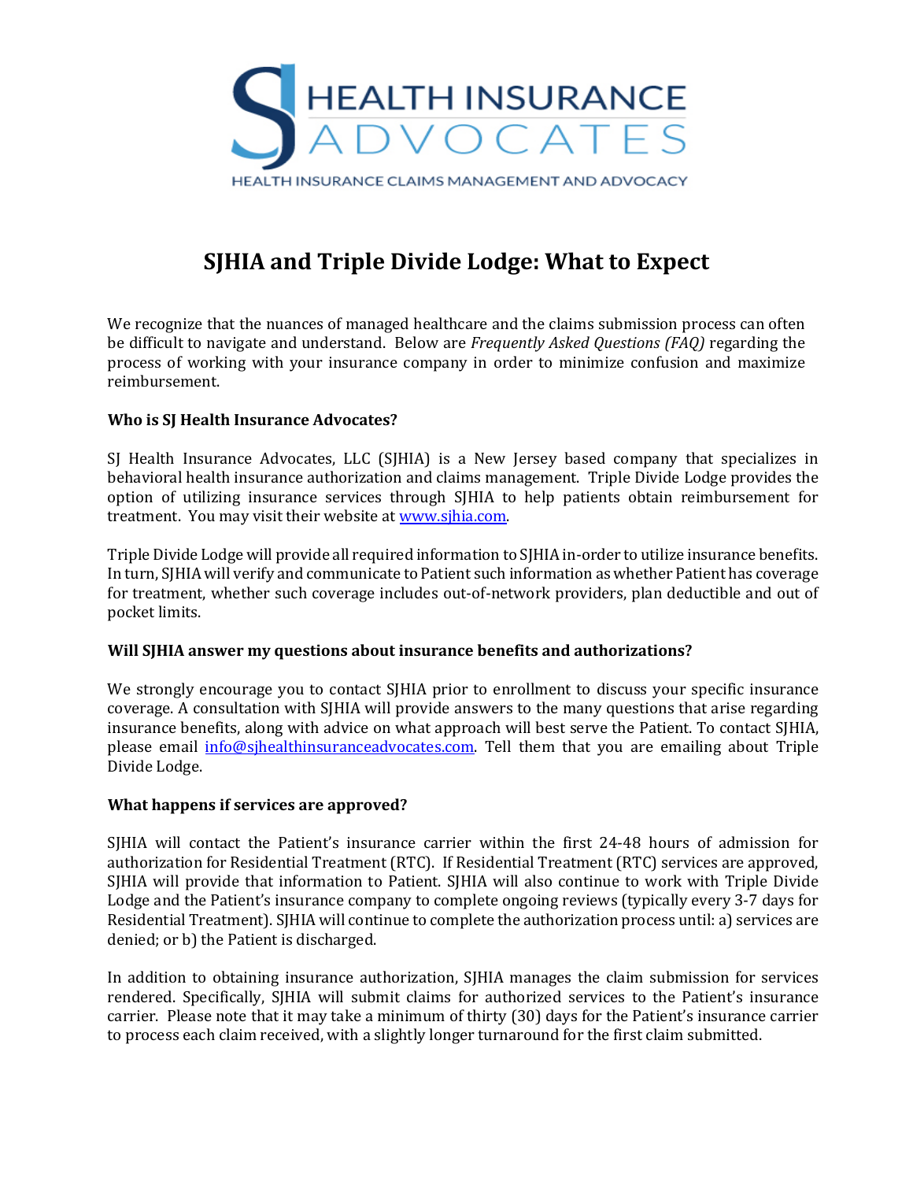# SJHIA and Triple Divide Lodge: What to Expect

We recognize that the nuances of managed healthcare and the claims submission process can often be difficult to navigate and understand. Below are *Frequently Asked Questions (FAQ)* regarding the process of working with your insurance company in order to minimize confusion and maximize reimbursement.

**Who is SJ Health Insurance Advocates?**

SJ Health Insurance Advocates, LLC (SJHIA) is a New Jersey based company that specializes in behavioral health insurance authorization and claims management. Triple Divide Lodge provides the option of utilizing insurance services through SJHIA to help patients obtain reimbursement for treatment. You may visit their website at [www.sjhia.com](http://www.sjhia.com).

Triple Divide Lodge will provide all required information to SJHIA in-order to utilize insurance benefits. In turn, SJHIA will verify and communicate to Patient such information as whether Patient has coverage for treatment, whether such coverage includes out-of-network providers, plan deductible and out of pocket limits.

**Will SJHIA answer my questions about insurance benefits and authorizations?**

We strongly encourage you to contact SJHIA prior to enrollment to discuss your specific insurance coverage. A consultation with SJHIA will provide answers to the many questions that arise regarding insurance benefits, along with advice on what approach will best serve the Patient. To contact SJHIA, please email [info@sjhealthinsuranceadvocates.com](mailto:info@sjhealthinsuranceadvocates.com). Tell them that you are emailing about Triple Divide Lodge.

**What happens if services are approved?**

SJHIA will contact the Patient's insurance carrier within the first 24-48 hours of admission for authorization for Residential Treatment (RTC). If Residential Treatment (RTC) services are approved, SJHIA will provide that information to Patient. SJHIA will also continue to work with Triple Divide Lodge and the Patient's insurance company to complete ongoing reviews (typically every 3-7 days for Residential Treatment). SJHIA will continue to complete the authorization process until: a) services are denied; or b) the Patient is discharged.

In addition to obtaining insurance authorization, SJHIA manages the claim submission for services rendered. Specifically, SJHIA will submit claims for authorized services to the Patient's insurance carrier. Please note that it may take a minimum of thirty (30) days for the Patient's insurance carrier to process each claim received, with a slightly longer turnaround for the first claim submitted.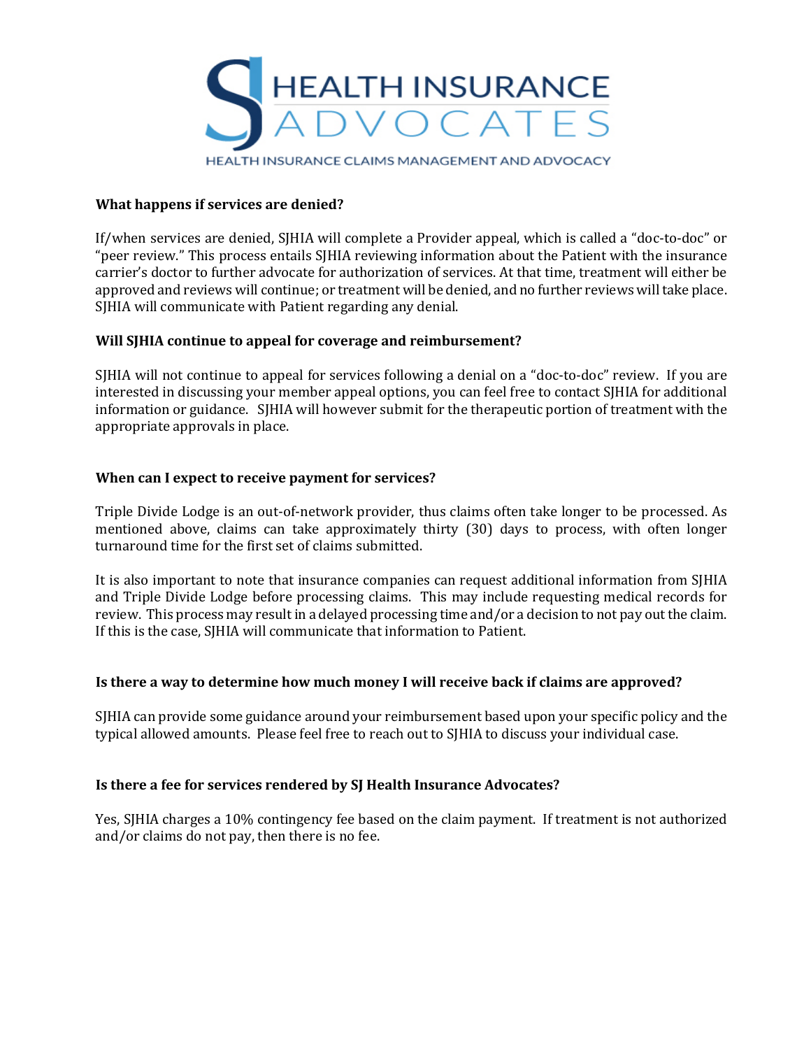**What happens if services are denied?**

If/when services are denied, SJHIA will complete a Provider appeal, which is called a "doc-to-doc" or "peer review." This process entails SJHIA reviewing information about the Patient with the insurance carrier's doctor to further advocate for authorization of services. At that time, treatment will either be approved and reviews will continue; or treatment will be denied, and no further reviews will take place. SJHIA will communicate with Patient regarding any denial.

**Will SJHIA continue to appeal for coverage and reimbursement?**

SJHIA will not continue to appeal for services following a denial on a "doc-to-doc" review. If you are interested in discussing your member appeal options, you can feel free to contact SJHIA for additional information or guidance. SJHIA will however submit for the therapeutic portion of treatment with the appropriate approvals in place.

**When can I expect to receive payment for services?**

Triple Divide Lodge is an out-of-network provider, thus claims often take longer to be processed. As mentioned above, claims can take approximately thirty (30) days to process, with often longer turnaround time for the first set of claims submitted.

It is also important to note that insurance companies can request additional information from SJHIA and Triple Divide Lodge before processing claims. This may include requesting medical records for review. This process may result in a delayed processing time and/or a decision to not pay out the claim. If this is the case, SJHIA will communicate that information to Patient.

**Is there a way to determine how much money I will receive back if claims are approved?**

SJHIA can provide some guidance around your reimbursement based upon your specific policy and the typical allowed amounts. Please feel free to reach out to SJHIA to discuss your individual case.

**Is there a fee for services rendered by SJ Health Insurance Advocates?**

Yes, SJHIA charges a 10% contingency fee based on the claim payment. If treatment is not authorized and/or claims do not pay, then there is no fee.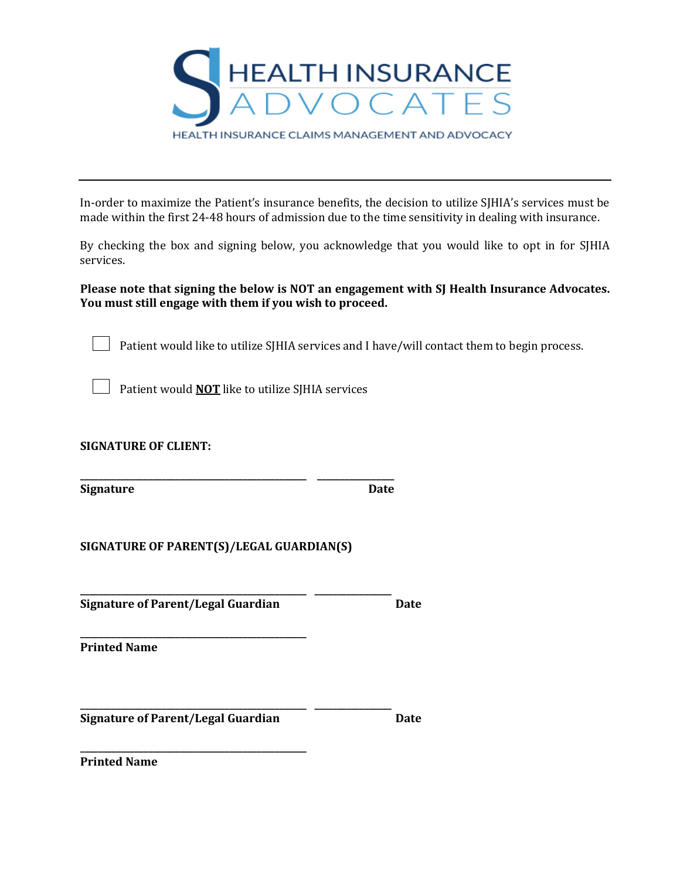# SJ HEALTH INSURANCE ADVOCATES

HEALTH INSURANCE CLAIMS MANAGEMENT AND ADVOCACY

---

In-order to maximize the Patient's insurance benefits, the decision to utilize SJHIA's services must be made within the first 24-48 hours of admission due to the time sensitivity in dealing with insurance.

By checking the box and signing below, you acknowledge that you would like to opt in for SJHIA services.

**Please note that signing the below is NOT an engagement with SJ Health Insurance Advocates. You must still engage with them if you wish to proceed.**

☐ Patient would like to utilize SJHIA services and I have/will contact them to begin process.

☐ Patient would **NOT** like to utilize SJHIA services

**SIGNATURE OF CLIENT:**

_______________________________________________ _______________

**Signature** **Date**

**SIGNATURE OF PARENT(S)/LEGAL GUARDIAN(S)**

_______________________________________________ _______________

**Signature of Parent/Legal Guardian** **Date**

_______________________________________________

**Printed Name**

_______________________________________________ _______________

**Signature of Parent/Legal Guardian** **Date**

_______________________________________________

**Printed Name**